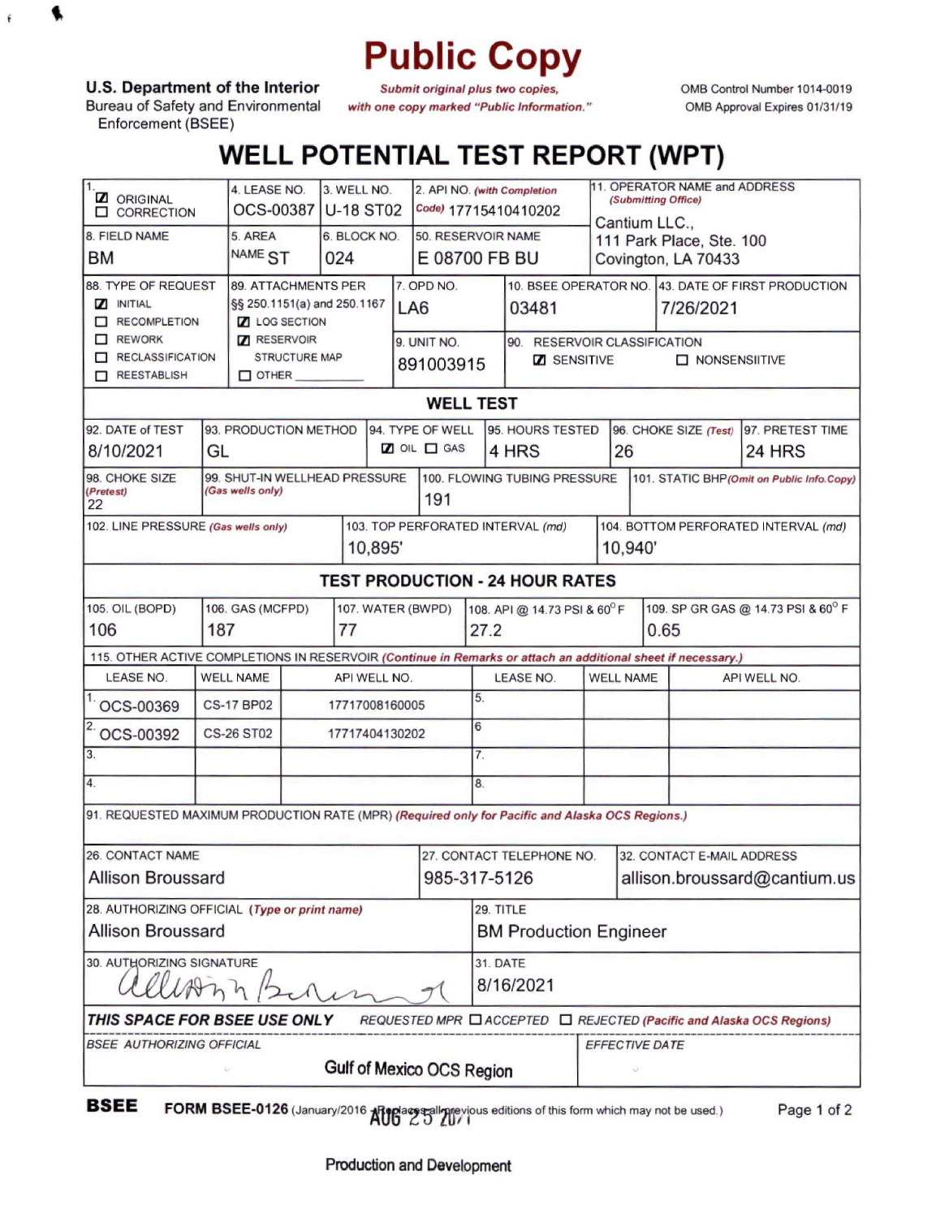# Public Copy

U.S. Department of the Interior
Bureau of Safety and Environmental Enforcement (BSEE)

*Submit original plus two copies, with one copy marked "Public Information."*

OMB Control Number 1014-0019
OMB Approval Expires 01/31/19

## WELL POTENTIAL TEST REPORT (WPT)

| 1. | 4. LEASE NO. | 3. WELL NO. | 2. API NO. *(with Completion Code)* | 11. OPERATOR NAME and ADDRESS *(Submitting Office)* |
|---|---|---|---|---|
| ☑ ORIGINAL ☐ CORRECTION | OCS-00387 | U-18 ST02 | 17715410410202 | Cantium LLC., 111 Park Place, Ste. 100 Covington, LA 70433 |
| **8. FIELD NAME** | **5. AREA NAME** | **6. BLOCK NO.** | **50. RESERVOIR NAME** | |
| BM | ST | 024 | E 08700 FB BU | |

| 88. TYPE OF REQUEST | 89. ATTACHMENTS PER §§ 250.1151(a) and 250.1167 | 7. OPD NO. | 10. BSEE OPERATOR NO. | 43. DATE OF FIRST PRODUCTION |
|---|---|---|---|---|
| ☑ INITIAL ☐ RECOMPLETION ☐ REWORK ☐ RECLASSIFICATION ☐ REESTABLISH | ☑ LOG SECTION ☑ RESERVOIR STRUCTURE MAP ☐ OTHER ______ | LA6 | 03481 | 7/26/2021 |
| | | **9. UNIT NO.** | **90. RESERVOIR CLASSIFICATION** | |
| | | 891003915 | ☑ SENSITIVE ☐ NONSENSIITIVE | |

### WELL TEST

| 92. DATE of TEST | 93. PRODUCTION METHOD | 94. TYPE OF WELL | 95. HOURS TESTED | 96. CHOKE SIZE *(Test)* | 97. PRETEST TIME |
|---|---|---|---|---|---|
| 8/10/2021 | GL | ☑ OIL ☐ GAS | 4 HRS | 26 | 24 HRS |

| 98. CHOKE SIZE *(Pretest)* | 99. SHUT-IN WELLHEAD PRESSURE *(Gas wells only)* | 100. FLOWING TUBING PRESSURE | 101. STATIC BHP *(Omit on Public Info.Copy)* |
|---|---|---|---|
| 22 | | 191 | |

| 102. LINE PRESSURE *(Gas wells only)* | 103. TOP PERFORATED INTERVAL *(md)* | 104. BOTTOM PERFORATED INTERVAL *(md)* |
|---|---|---|
| | 10,895' | 10,940' |

### TEST PRODUCTION - 24 HOUR RATES

| 105. OIL (BOPD) | 106. GAS (MCFPD) | 107. WATER (BWPD) | 108. API @ 14.73 PSI & 60° F | 109. SP GR GAS @ 14.73 PSI & 60° F |
|---|---|---|---|---|
| 106 | 187 | 77 | 27.2 | 0.65 |

115. OTHER ACTIVE COMPLETIONS IN RESERVOIR *(Continue in Remarks or attach an additional sheet if necessary.)*

| | LEASE NO. | WELL NAME | API WELL NO. | | LEASE NO. | WELL NAME | API WELL NO. |
|---|---|---|---|---|---|---|---|
| 1. | OCS-00369 | CS-17 BP02 | 17717008160005 | 5. | | | |
| 2. | OCS-00392 | CS-26 ST02 | 17717404130202 | 6. | | | |
| 3. | | | | 7. | | | |
| 4. | | | | 8. | | | |

91. REQUESTED MAXIMUM PRODUCTION RATE (MPR) *(Required only for Pacific and Alaska OCS Regions.)*

| 26. CONTACT NAME | 27. CONTACT TELEPHONE NO. | 32. CONTACT E-MAIL ADDRESS |
|---|---|---|
| Allison Broussard | 985-317-5126 | allison.broussard@cantium.us |

| 28. AUTHORIZING OFFICIAL *(Type or print name)* | 29. TITLE |
|---|---|
| Allison Broussard | BM Production Engineer |
| **30. AUTHORIZING SIGNATURE** | **31. DATE** |
| Allison Broussard | 8/16/2021 |

***THIS SPACE FOR BSEE USE ONLY*** *REQUESTED MPR ☐ ACCEPTED ☐ REJECTED (Pacific and Alaska OCS Regions)*

| *BSEE AUTHORIZING OFFICIAL* | *EFFECTIVE DATE* |
|---|---|
| Gulf of Mexico OCS Region | |

**BSEE FORM BSEE-0126** (January/2016 - Replaces all previous editions of this form which may not be used.)

AUG 25 2021

Production and Development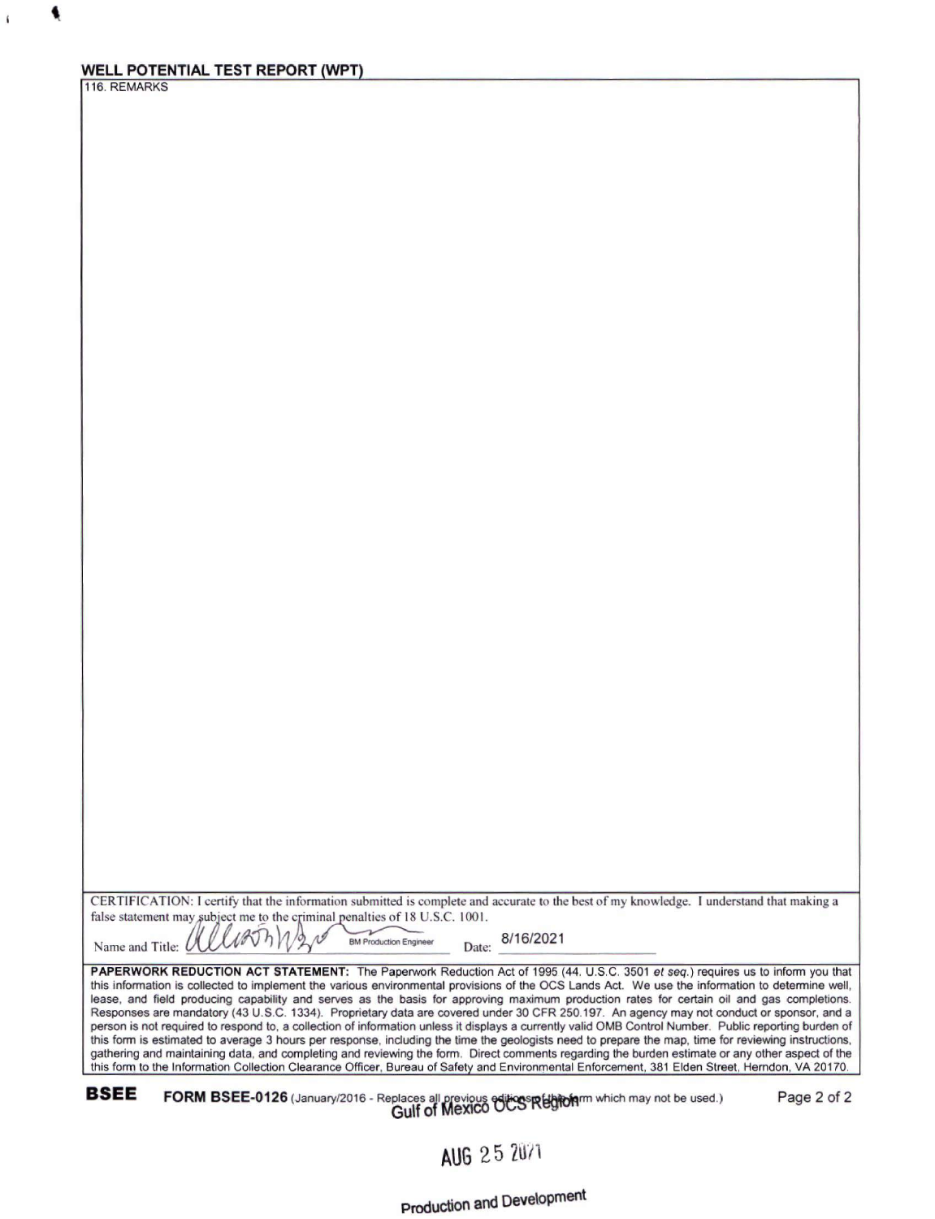## WELL POTENTIAL TEST REPORT (WPT)

116. REMARKS

CERTIFICATION: I certify that the information submitted is complete and accurate to the best of my knowledge. I understand that making a false statement may subject me to the criminal penalties of 18 U.S.C. 1001.

Name and Title: BM Production Engineer   Date: 8/16/2021

**PAPERWORK REDUCTION ACT STATEMENT:** The Paperwork Reduction Act of 1995 (44. U.S.C. 3501 *et seq.*) requires us to inform you that this information is collected to implement the various environmental provisions of the OCS Lands Act. We use the information to determine well, lease, and field producing capability and serves as the basis for approving maximum production rates for certain oil and gas completions. Responses are mandatory (43 U.S.C. 1334). Proprietary data are covered under 30 CFR 250.197. An agency may not conduct or sponsor, and a person is not required to respond to, a collection of information unless it displays a currently valid OMB Control Number. Public reporting burden of this form is estimated to average 3 hours per response, including the time the geologists need to prepare the map, time for reviewing instructions, gathering and maintaining data, and completing and reviewing the form. Direct comments regarding the burden estimate or any other aspect of the this form to the Information Collection Clearance Officer, Bureau of Safety and Environmental Enforcement, 381 Elden Street, Herndon, VA 20170.

**BSEE** **FORM BSEE-0126** (January/2016 - Replaces all previous editions of this form which may not be used.)

Gulf of Mexico OCS Region

AUG 25 2021

Production and Development